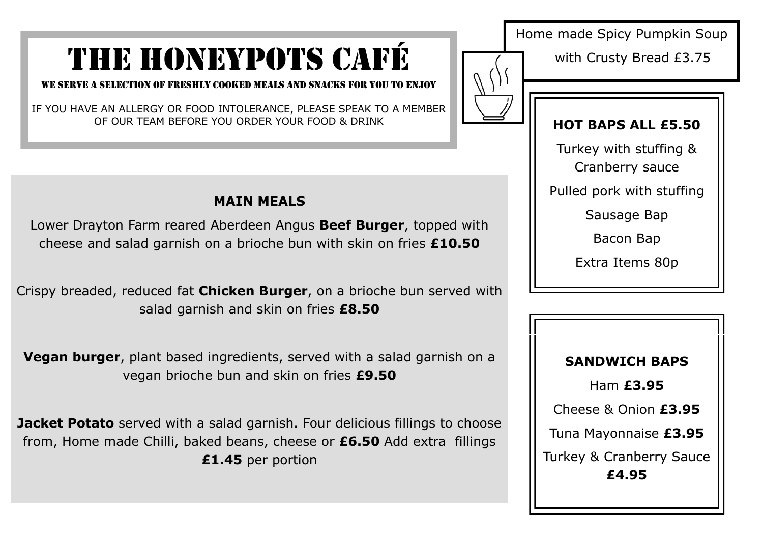# THE HONEYPOTS CAFÉ

WE SERVE A SELECTION OF FRESHLY COOKED MEALS AND SNACKS FOR YOU TO ENJOY

IF YOU HAVE AN ALLERGY OR FOOD INTOLERANCE, PLEASE SPEAK TO A MEMBER OF OUR TEAM BEFORE YOU ORDER YOUR FOOD & DRINK

## MAIN MEALS

Lower Drayton Farm reared Aberdeen Angus **Beef Burger**, topped with cheese and salad garnish on a brioche bun with skin on fries **£10.50**

Crispy breaded, reduced fat **Chicken Burger**, on a brioche bun served with salad garnish and skin on fries **£8.50**

**Vegan burger**, plant based ingredients, served with a salad garnish on a vegan brioche bun and skin on fries **£9.50**

**Jacket Potato** served with a salad garnish. Four delicious fillings to choose from, Home made Chilli, baked beans, cheese or **£6.50** Add extra fillings **£1.45** per portion

Home made Spicy Pumpkin Soup with Crusty Bread £3.75

## HOT BAPS ALL £5.50

Turkey with stuffing & Cranberry sauce

Pulled pork with stuffing

Sausage Bap

Bacon Bap

Extra Items 80p

## SANDWICH BAPS

Ham **£3.95**

Cheese & Onion **£3.95**

Tuna Mayonnaise **£3.95**

Turkey & Cranberry Sauce **£4.95**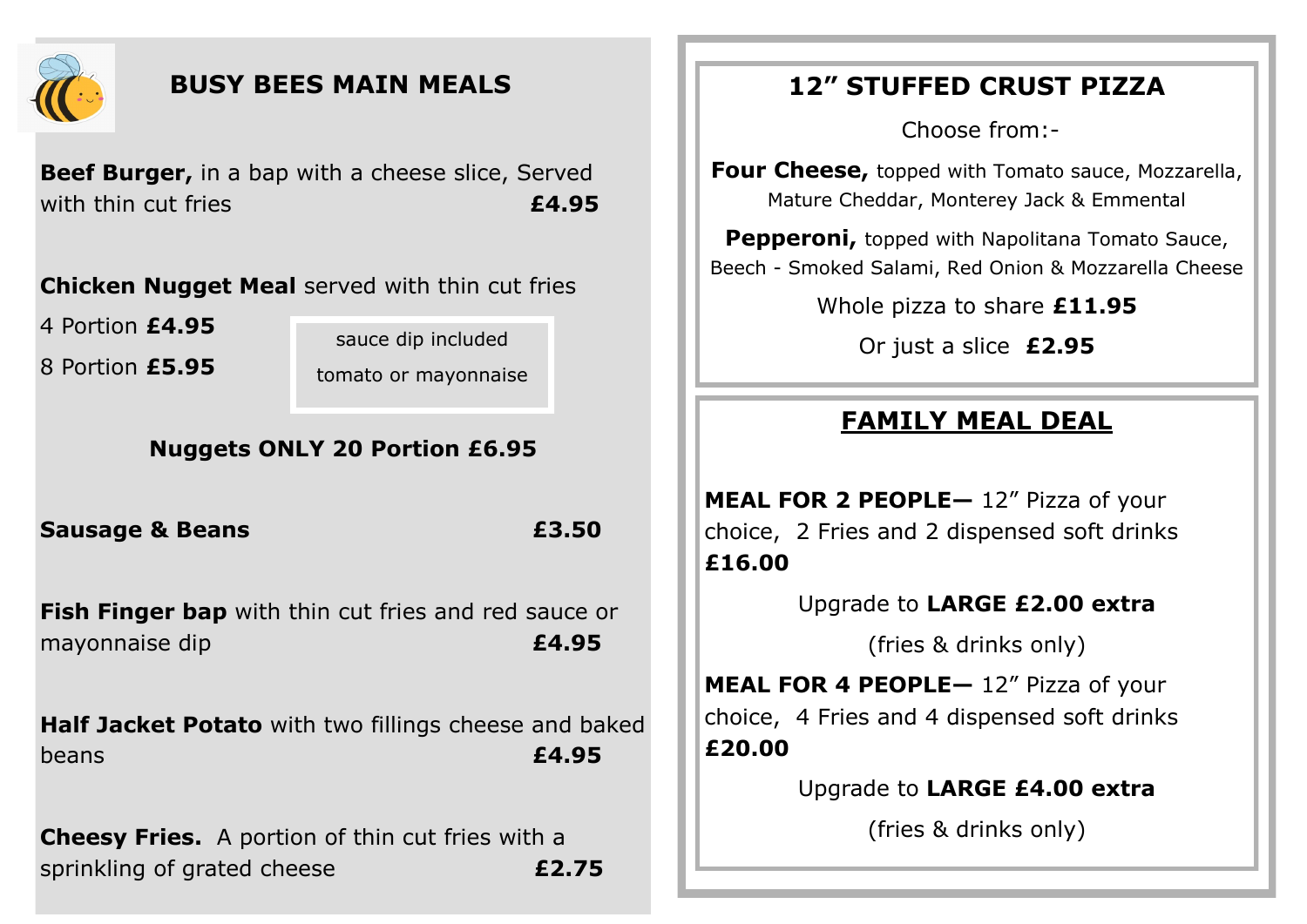## BUSY BEES MAIN MEALS

**Beef Burger,** in a bap with a cheese slice, Served with thin cut fries **£4.95**

**Chicken Nugget Meal** served with thin cut fries

4 Portion **£4.95**

8 Portion **£5.95**

sauce dip included
tomato or mayonnaise

**Nuggets ONLY 20 Portion £6.95**

**Sausage & Beans** **£3.50**

**Fish Finger bap** with thin cut fries and red sauce or mayonnaise dip **£4.95**

**Half Jacket Potato** with two fillings cheese and baked beans **£4.95**

**Cheesy Fries.** A portion of thin cut fries with a sprinkling of grated cheese **£2.75**

## 12” STUFFED CRUST PIZZA

Choose from:-

**Four Cheese,** topped with Tomato sauce, Mozzarella, Mature Cheddar, Monterey Jack & Emmental

**Pepperoni,** topped with Napolitana Tomato Sauce, Beech - Smoked Salami, Red Onion & Mozzarella Cheese

Whole pizza to share **£11.95**

Or just a slice **£2.95**

## FAMILY MEAL DEAL

**MEAL FOR 2 PEOPLE—** 12” Pizza of your choice, 2 Fries and 2 dispensed soft drinks **£16.00**

Upgrade to **LARGE £2.00 extra**

(fries & drinks only)

**MEAL FOR 4 PEOPLE—** 12” Pizza of your choice, 4 Fries and 4 dispensed soft drinks **£20.00**

Upgrade to **LARGE £4.00 extra**

(fries & drinks only)